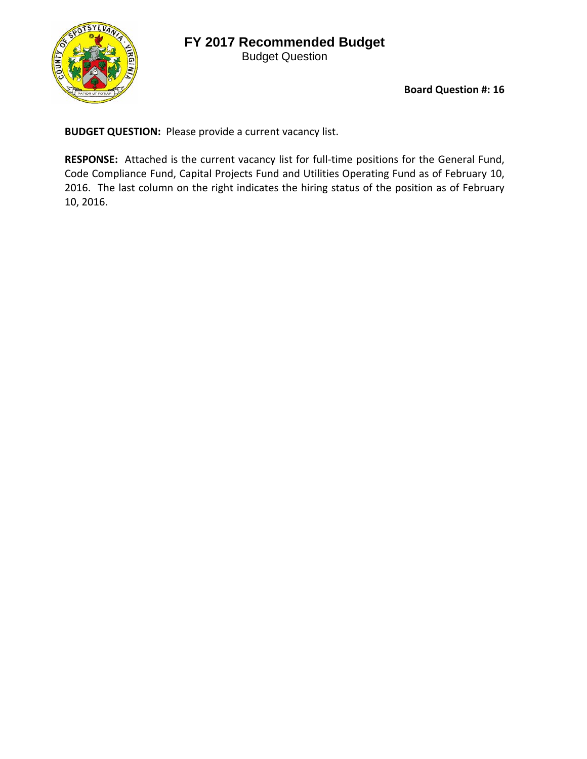# FY 2017 Recommended Budget

Budget Question

**Board Question #: 16**

**BUDGET QUESTION:** Please provide a current vacancy list.

**RESPONSE:** Attached is the current vacancy list for full-time positions for the General Fund, Code Compliance Fund, Capital Projects Fund and Utilities Operating Fund as of February 10, 2016. The last column on the right indicates the hiring status of the position as of February 10, 2016.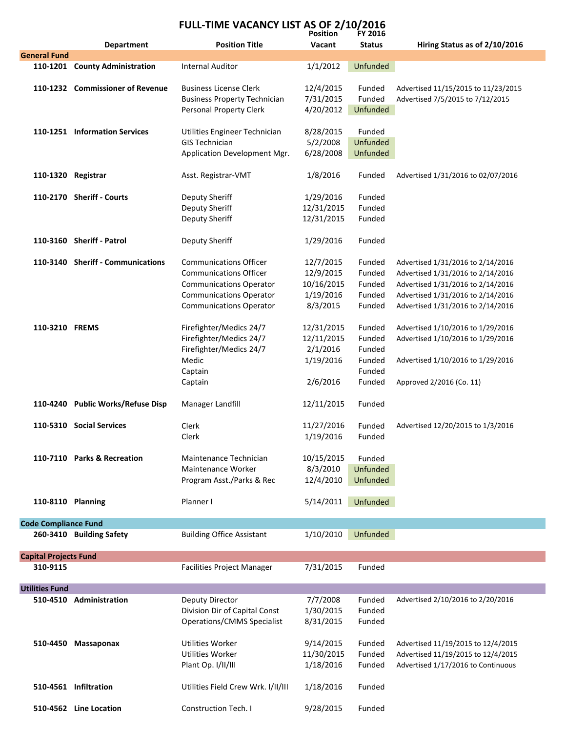# FULL-TIME VACANCY LIST AS OF 2/10/2016

| | Department | Position Title | Position Vacant | FY 2016 Status | Hiring Status as of 2/10/2016 |
|---|---|---|---|---|---|
| **General Fund** | | | | | |
| **110-1201** | **County Administration** | Internal Auditor | 1/1/2012 | Unfunded | |
| **110-1232** | **Commissioner of Revenue** | Business License Clerk | 12/4/2015 | Funded | Advertised 11/15/2015 to 11/23/2015 |
| | | Business Property Technician | 7/31/2015 | Funded | Advertised 7/5/2015 to 7/12/2015 |
| | | Personal Property Clerk | 4/20/2012 | Unfunded | |
| **110-1251** | **Information Services** | Utilities Engineer Technician | 8/28/2015 | Funded | |
| | | GIS Technician | 5/2/2008 | Unfunded | |
| | | Application Development Mgr. | 6/28/2008 | Unfunded | |
| **110-1320** | **Registrar** | Asst. Registrar-VMT | 1/8/2016 | Funded | Advertised 1/31/2016 to 02/07/2016 |
| **110-2170** | **Sheriff - Courts** | Deputy Sheriff | 1/29/2016 | Funded | |
| | | Deputy Sheriff | 12/31/2015 | Funded | |
| | | Deputy Sheriff | 12/31/2015 | Funded | |
| **110-3160** | **Sheriff - Patrol** | Deputy Sheriff | 1/29/2016 | Funded | |
| **110-3140** | **Sheriff - Communications** | Communications Officer | 12/7/2015 | Funded | Advertised 1/31/2016 to 2/14/2016 |
| | | Communications Officer | 12/9/2015 | Funded | Advertised 1/31/2016 to 2/14/2016 |
| | | Communications Operator | 10/16/2015 | Funded | Advertised 1/31/2016 to 2/14/2016 |
| | | Communications Operator | 1/19/2016 | Funded | Advertised 1/31/2016 to 2/14/2016 |
| | | Communications Operator | 8/3/2015 | Funded | Advertised 1/31/2016 to 2/14/2016 |
| **110-3210** | **FREMS** | Firefighter/Medics 24/7 | 12/31/2015 | Funded | Advertised 1/10/2016 to 1/29/2016 |
| | | Firefighter/Medics 24/7 | 12/11/2015 | Funded | Advertised 1/10/2016 to 1/29/2016 |
| | | Firefighter/Medics 24/7 | 2/1/2016 | Funded | |
| | | Medic | 1/19/2016 | Funded | Advertised 1/10/2016 to 1/29/2016 |
| | | Captain | | Funded | |
| | | Captain | 2/6/2016 | Funded | Approved 2/2016 (Co. 11) |
| **110-4240** | **Public Works/Refuse Disp** | Manager Landfill | 12/11/2015 | Funded | |
| **110-5310** | **Social Services** | Clerk | 11/27/2016 | Funded | Advertised 12/20/2015 to 1/3/2016 |
| | | Clerk | 1/19/2016 | Funded | |
| **110-7110** | **Parks & Recreation** | Maintenance Technician | 10/15/2015 | Funded | |
| | | Maintenance Worker | 8/3/2010 | Unfunded | |
| | | Program Asst./Parks & Rec | 12/4/2010 | Unfunded | |
| **110-8110** | **Planning** | Planner I | 5/14/2011 | Unfunded | |
| **Code Compliance Fund** | | | | | |
| **260-3410** | **Building Safety** | Building Office Assistant | 1/10/2010 | Unfunded | |
| **Capital Projects Fund** | | | | | |
| **310-9115** | | Facilities Project Manager | 7/31/2015 | Funded | |
| **Utilities Fund** | | | | | |
| **510-4510** | **Administration** | Deputy Director | 7/7/2008 | Funded | Advertised 2/10/2016 to 2/20/2016 |
| | | Division Dir of Capital Const | 1/30/2015 | Funded | |
| | | Operations/CMMS Specialist | 8/31/2015 | Funded | |
| **510-4450** | **Massaponax** | Utilities Worker | 9/14/2015 | Funded | Advertised 11/19/2015 to 12/4/2015 |
| | | Utilities Worker | 11/30/2015 | Funded | Advertised 11/19/2015 to 12/4/2015 |
| | | Plant Op. I/II/III | 1/18/2016 | Funded | Advertised 1/17/2016 to Continuous |
| **510-4561** | **Infiltration** | Utilities Field Crew Wrk. I/II/III | 1/18/2016 | Funded | |
| **510-4562** | **Line Location** | Construction Tech. I | 9/28/2015 | Funded | |